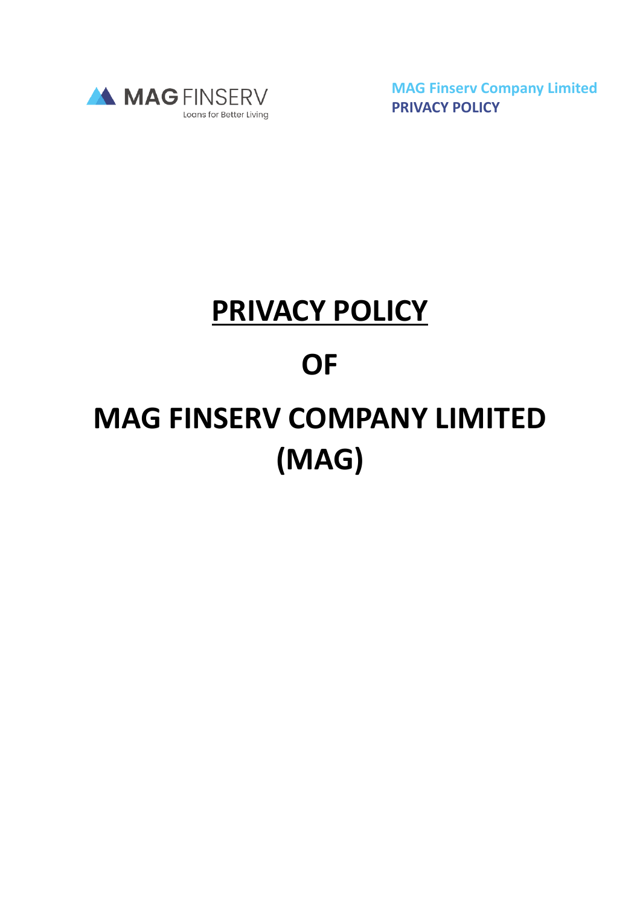# PRIVACY POLICY

# OF

# MAG FINSERV COMPANY LIMITED (MAG)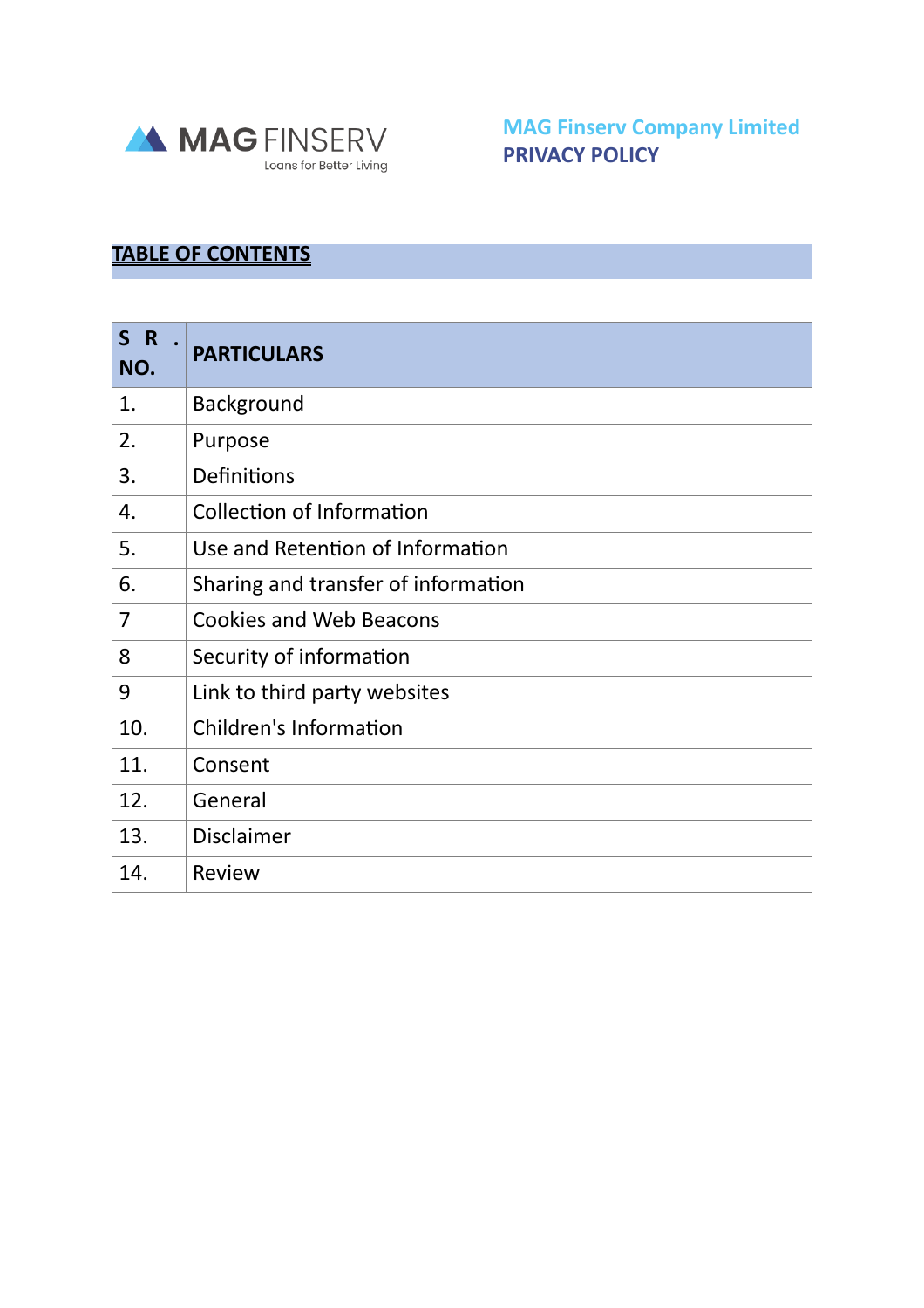MAG FINSERV
Loans for Better Living

**MAG Finserv Company Limited**
**PRIVACY POLICY**

## TABLE OF CONTENTS

| SR. NO. | PARTICULARS |
| --- | --- |
| 1. | Background |
| 2. | Purpose |
| 3. | Definitions |
| 4. | Collection of Information |
| 5. | Use and Retention of Information |
| 6. | Sharing and transfer of information |
| 7 | Cookies and Web Beacons |
| 8 | Security of information |
| 9 | Link to third party websites |
| 10. | Children's Information |
| 11. | Consent |
| 12. | General |
| 13. | Disclaimer |
| 14. | Review |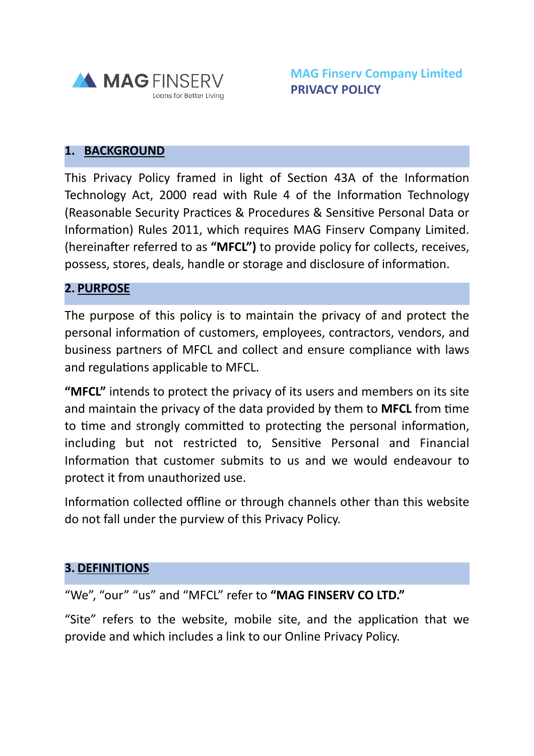# MAG Finserv Company Limited
# PRIVACY POLICY

## 1. BACKGROUND

This Privacy Policy framed in light of Section 43A of the Information Technology Act, 2000 read with Rule 4 of the Information Technology (Reasonable Security Practices & Procedures & Sensitive Personal Data or Information) Rules 2011, which requires MAG Finserv Company Limited. (hereinafter referred to as **"MFCL")** to provide policy for collects, receives, possess, stores, deals, handle or storage and disclosure of information.

## 2. PURPOSE

The purpose of this policy is to maintain the privacy of and protect the personal information of customers, employees, contractors, vendors, and business partners of MFCL and collect and ensure compliance with laws and regulations applicable to MFCL.

**"MFCL"** intends to protect the privacy of its users and members on its site and maintain the privacy of the data provided by them to **MFCL** from time to time and strongly committed to protecting the personal information, including but not restricted to, Sensitive Personal and Financial Information that customer submits to us and we would endeavour to protect it from unauthorized use.

Information collected offline or through channels other than this website do not fall under the purview of this Privacy Policy.

## 3. DEFINITIONS

"We", "our" "us" and "MFCL" refer to **"MAG FINSERV CO LTD."**

"Site" refers to the website, mobile site, and the application that we provide and which includes a link to our Online Privacy Policy.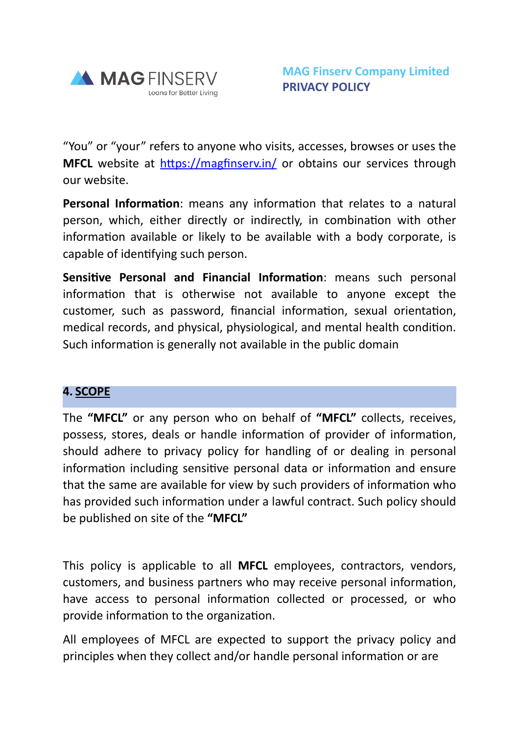"You" or "your" refers to anyone who visits, accesses, browses or uses the **MFCL** website at https://magfinserv.in/ or obtains our services through our website.

**Personal Information**: means any information that relates to a natural person, which, either directly or indirectly, in combination with other information available or likely to be available with a body corporate, is capable of identifying such person.

**Sensitive Personal and Financial Information**: means such personal information that is otherwise not available to anyone except the customer, such as password, financial information, sexual orientation, medical records, and physical, physiological, and mental health condition. Such information is generally not available in the public domain

## 4. SCOPE

The **"MFCL"** or any person who on behalf of **"MFCL"** collects, receives, possess, stores, deals or handle information of provider of information, should adhere to privacy policy for handling of or dealing in personal information including sensitive personal data or information and ensure that the same are available for view by such providers of information who has provided such information under a lawful contract. Such policy should be published on site of the **"MFCL"**

This policy is applicable to all **MFCL** employees, contractors, vendors, customers, and business partners who may receive personal information, have access to personal information collected or processed, or who provide information to the organization.

All employees of MFCL are expected to support the privacy policy and principles when they collect and/or handle personal information or are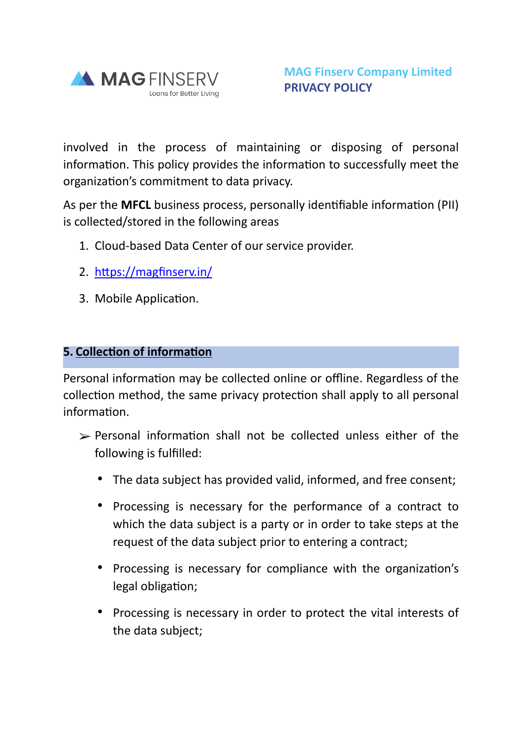involved in the process of maintaining or disposing of personal information. This policy provides the information to successfully meet the organization's commitment to data privacy.

As per the **MFCL** business process, personally identifiable information (PII) is collected/stored in the following areas

1. Cloud-based Data Center of our service provider.
2. [https://magfinserv.in/](https://magfinserv.in/)
3. Mobile Application.

## 5. Collection of information

Personal information may be collected online or offline. Regardless of the collection method, the same privacy protection shall apply to all personal information.

- Personal information shall not be collected unless either of the following is fulfilled:
  - The data subject has provided valid, informed, and free consent;
  - Processing is necessary for the performance of a contract to which the data subject is a party or in order to take steps at the request of the data subject prior to entering a contract;
  - Processing is necessary for compliance with the organization's legal obligation;
  - Processing is necessary in order to protect the vital interests of the data subject;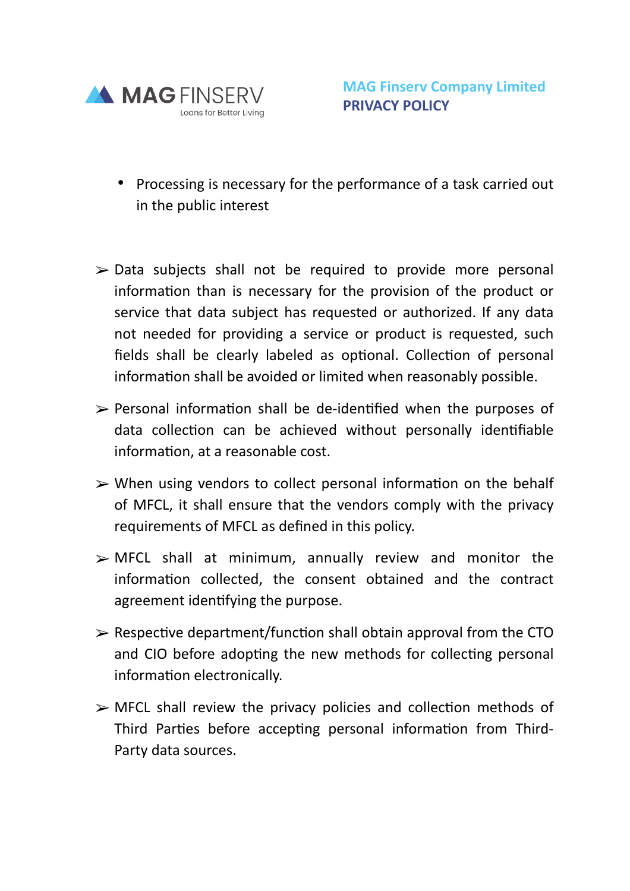- Processing is necessary for the performance of a task carried out in the public interest

- Data subjects shall not be required to provide more personal information than is necessary for the provision of the product or service that data subject has requested or authorized. If any data not needed for providing a service or product is requested, such fields shall be clearly labeled as optional. Collection of personal information shall be avoided or limited when reasonably possible.

- Personal information shall be de-identified when the purposes of data collection can be achieved without personally identifiable information, at a reasonable cost.

- When using vendors to collect personal information on the behalf of MFCL, it shall ensure that the vendors comply with the privacy requirements of MFCL as defined in this policy.

- MFCL shall at minimum, annually review and monitor the information collected, the consent obtained and the contract agreement identifying the purpose.

- Respective department/function shall obtain approval from the CTO and CIO before adopting the new methods for collecting personal information electronically.

- MFCL shall review the privacy policies and collection methods of Third Parties before accepting personal information from Third-Party data sources.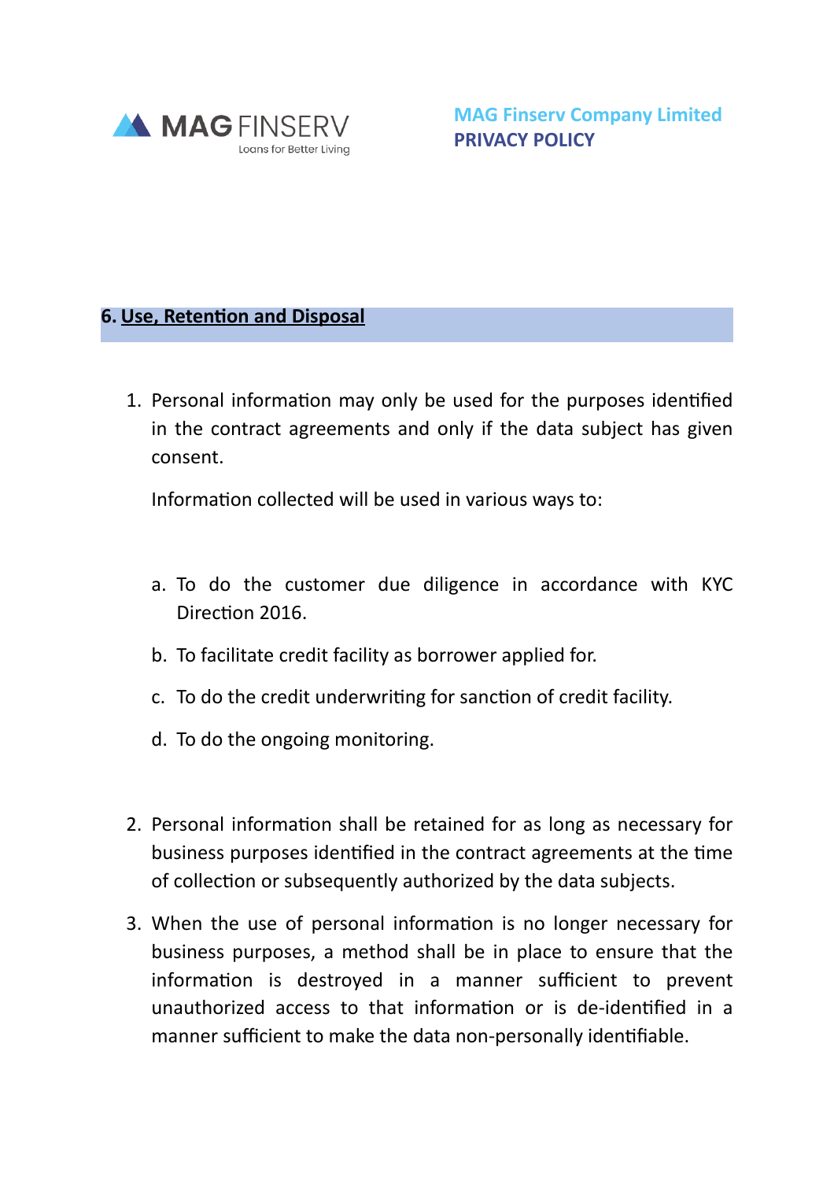## 6. Use, Retention and Disposal

1. Personal information may only be used for the purposes identified in the contract agreements and only if the data subject has given consent.

   Information collected will be used in various ways to:

   a. To do the customer due diligence in accordance with KYC Direction 2016.

   b. To facilitate credit facility as borrower applied for.

   c. To do the credit underwriting for sanction of credit facility.

   d. To do the ongoing monitoring.

2. Personal information shall be retained for as long as necessary for business purposes identified in the contract agreements at the time of collection or subsequently authorized by the data subjects.

3. When the use of personal information is no longer necessary for business purposes, a method shall be in place to ensure that the information is destroyed in a manner sufficient to prevent unauthorized access to that information or is de-identified in a manner sufficient to make the data non-personally identifiable.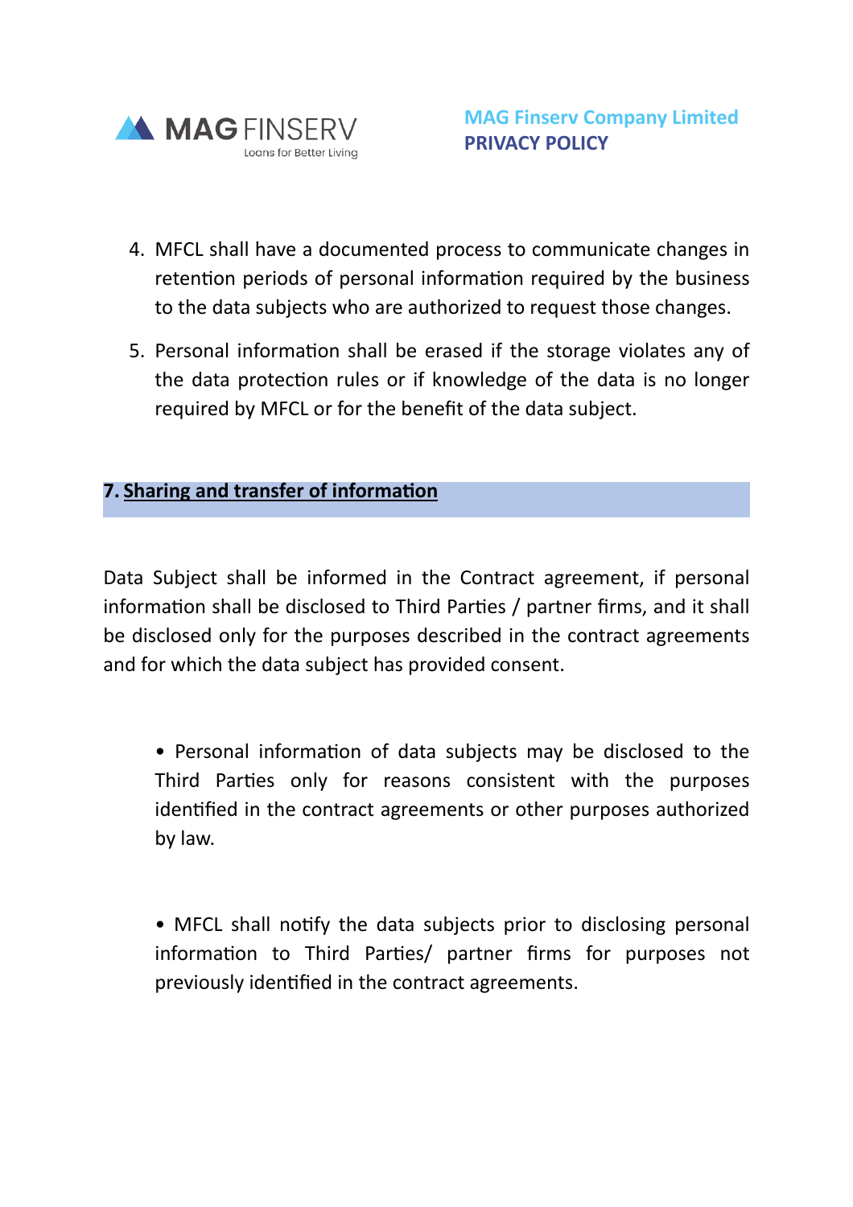4. MFCL shall have a documented process to communicate changes in retention periods of personal information required by the business to the data subjects who are authorized to request those changes.

5. Personal information shall be erased if the storage violates any of the data protection rules or if knowledge of the data is no longer required by MFCL or for the benefit of the data subject.

## 7. Sharing and transfer of information

Data Subject shall be informed in the Contract agreement, if personal information shall be disclosed to Third Parties / partner firms, and it shall be disclosed only for the purposes described in the contract agreements and for which the data subject has provided consent.

- Personal information of data subjects may be disclosed to the Third Parties only for reasons consistent with the purposes identified in the contract agreements or other purposes authorized by law.

- MFCL shall notify the data subjects prior to disclosing personal information to Third Parties/ partner firms for purposes not previously identified in the contract agreements.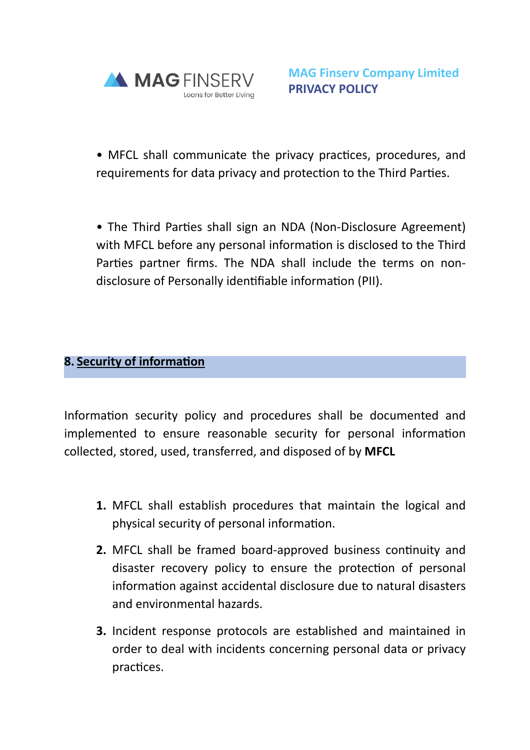- MFCL shall communicate the privacy practices, procedures, and requirements for data privacy and protection to the Third Parties.

- The Third Parties shall sign an NDA (Non-Disclosure Agreement) with MFCL before any personal information is disclosed to the Third Parties partner firms. The NDA shall include the terms on non-disclosure of Personally identifiable information (PII).

## 8. Security of information

Information security policy and procedures shall be documented and implemented to ensure reasonable security for personal information collected, stored, used, transferred, and disposed of by **MFCL**

1. MFCL shall establish procedures that maintain the logical and physical security of personal information.
2. MFCL shall be framed board-approved business continuity and disaster recovery policy to ensure the protection of personal information against accidental disclosure due to natural disasters and environmental hazards.
3. Incident response protocols are established and maintained in order to deal with incidents concerning personal data or privacy practices.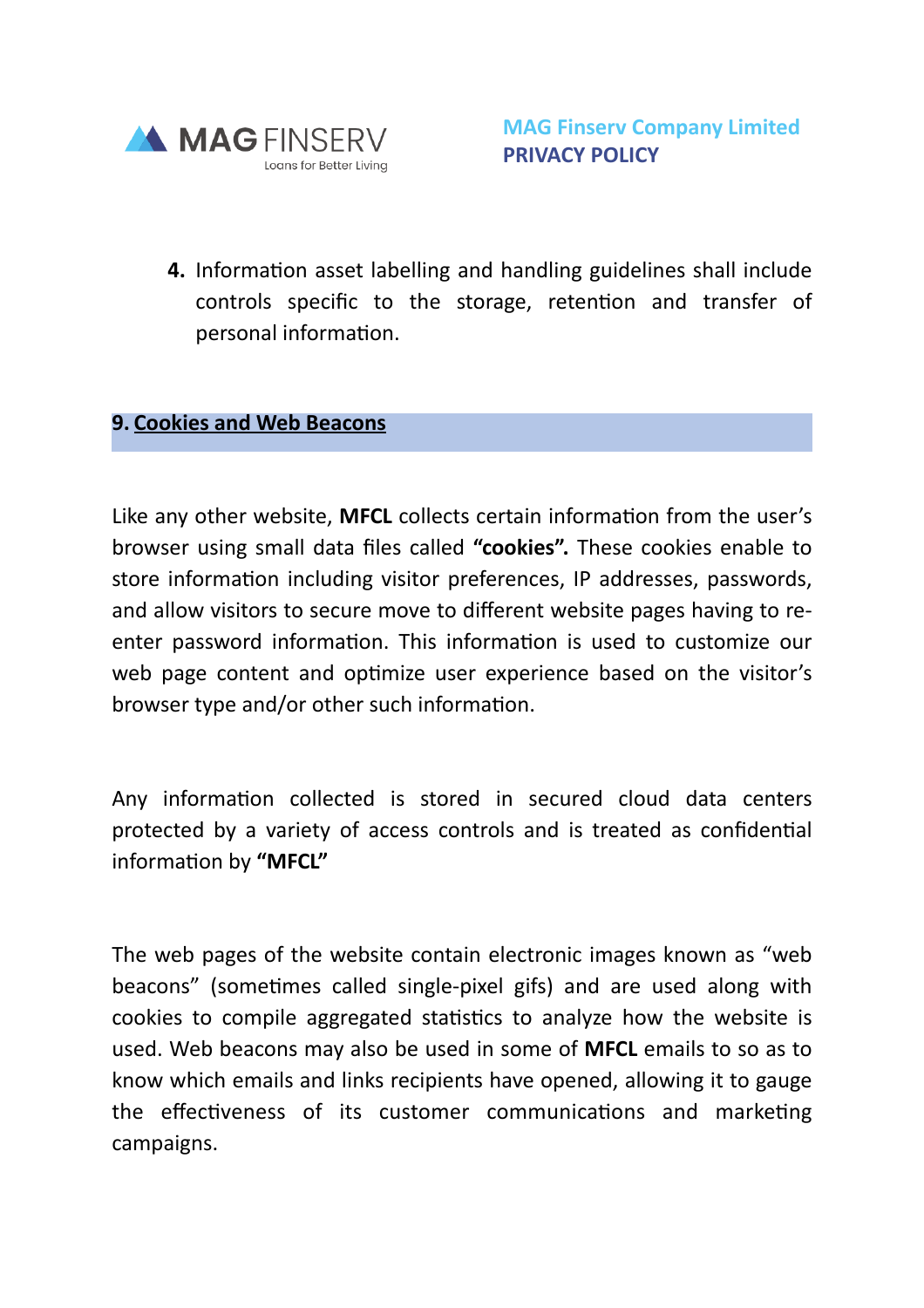4. Information asset labelling and handling guidelines shall include controls specific to the storage, retention and transfer of personal information.

## 9. Cookies and Web Beacons

Like any other website, **MFCL** collects certain information from the user's browser using small data files called **"cookies".** These cookies enable to store information including visitor preferences, IP addresses, passwords, and allow visitors to secure move to different website pages having to re-enter password information. This information is used to customize our web page content and optimize user experience based on the visitor's browser type and/or other such information.

Any information collected is stored in secured cloud data centers protected by a variety of access controls and is treated as confidential information by **"MFCL"**

The web pages of the website contain electronic images known as "web beacons" (sometimes called single-pixel gifs) and are used along with cookies to compile aggregated statistics to analyze how the website is used. Web beacons may also be used in some of **MFCL** emails to so as to know which emails and links recipients have opened, allowing it to gauge the effectiveness of its customer communications and marketing campaigns.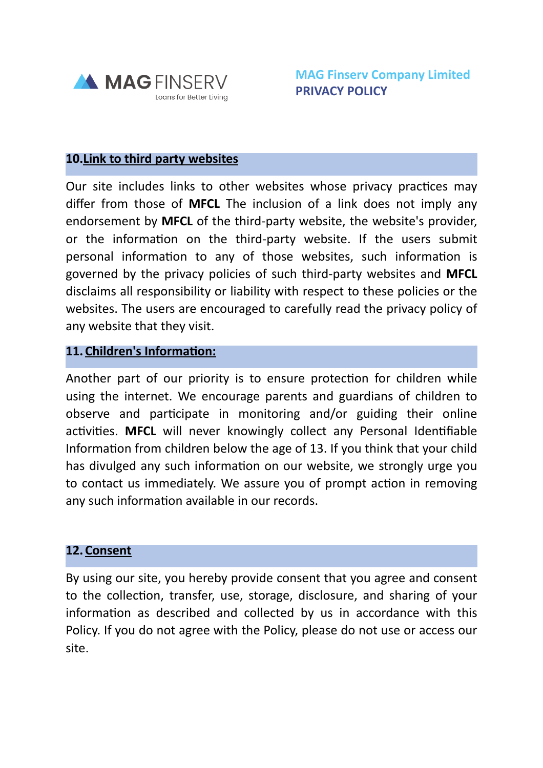## 10. Link to third party websites

Our site includes links to other websites whose privacy practices may differ from those of **MFCL** The inclusion of a link does not imply any endorsement by **MFCL** of the third-party website, the website's provider, or the information on the third-party website. If the users submit personal information to any of those websites, such information is governed by the privacy policies of such third-party websites and **MFCL** disclaims all responsibility or liability with respect to these policies or the websites. The users are encouraged to carefully read the privacy policy of any website that they visit.

## 11. Children's Information:

Another part of our priority is to ensure protection for children while using the internet. We encourage parents and guardians of children to observe and participate in monitoring and/or guiding their online activities. **MFCL** will never knowingly collect any Personal Identifiable Information from children below the age of 13. If you think that your child has divulged any such information on our website, we strongly urge you to contact us immediately. We assure you of prompt action in removing any such information available in our records.

## 12. Consent

By using our site, you hereby provide consent that you agree and consent to the collection, transfer, use, storage, disclosure, and sharing of your information as described and collected by us in accordance with this Policy. If you do not agree with the Policy, please do not use or access our site.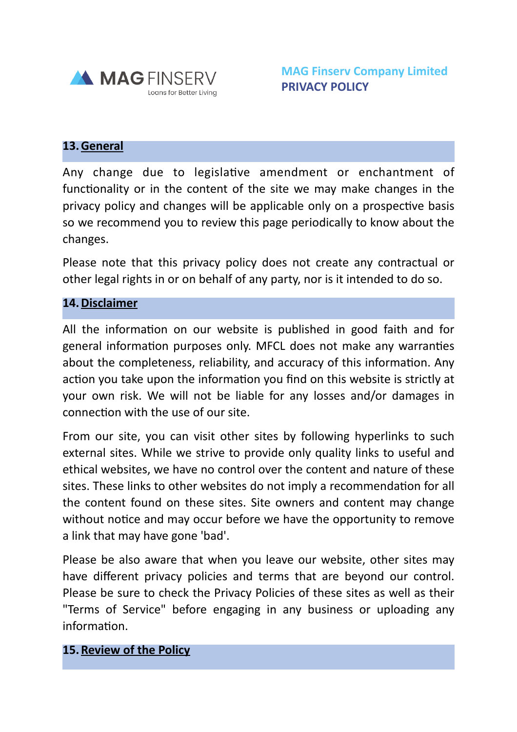## 13. General

Any change due to legislative amendment or enchantment of functionality or in the content of the site we may make changes in the privacy policy and changes will be applicable only on a prospective basis so we recommend you to review this page periodically to know about the changes.

Please note that this privacy policy does not create any contractual or other legal rights in or on behalf of any party, nor is it intended to do so.

## 14. Disclaimer

All the information on our website is published in good faith and for general information purposes only. MFCL does not make any warranties about the completeness, reliability, and accuracy of this information. Any action you take upon the information you find on this website is strictly at your own risk. We will not be liable for any losses and/or damages in connection with the use of our site.

From our site, you can visit other sites by following hyperlinks to such external sites. While we strive to provide only quality links to useful and ethical websites, we have no control over the content and nature of these sites. These links to other websites do not imply a recommendation for all the content found on these sites. Site owners and content may change without notice and may occur before we have the opportunity to remove a link that may have gone 'bad'.

Please be also aware that when you leave our website, other sites may have different privacy policies and terms that are beyond our control. Please be sure to check the Privacy Policies of these sites as well as their "Terms of Service" before engaging in any business or uploading any information.

## 15. Review of the Policy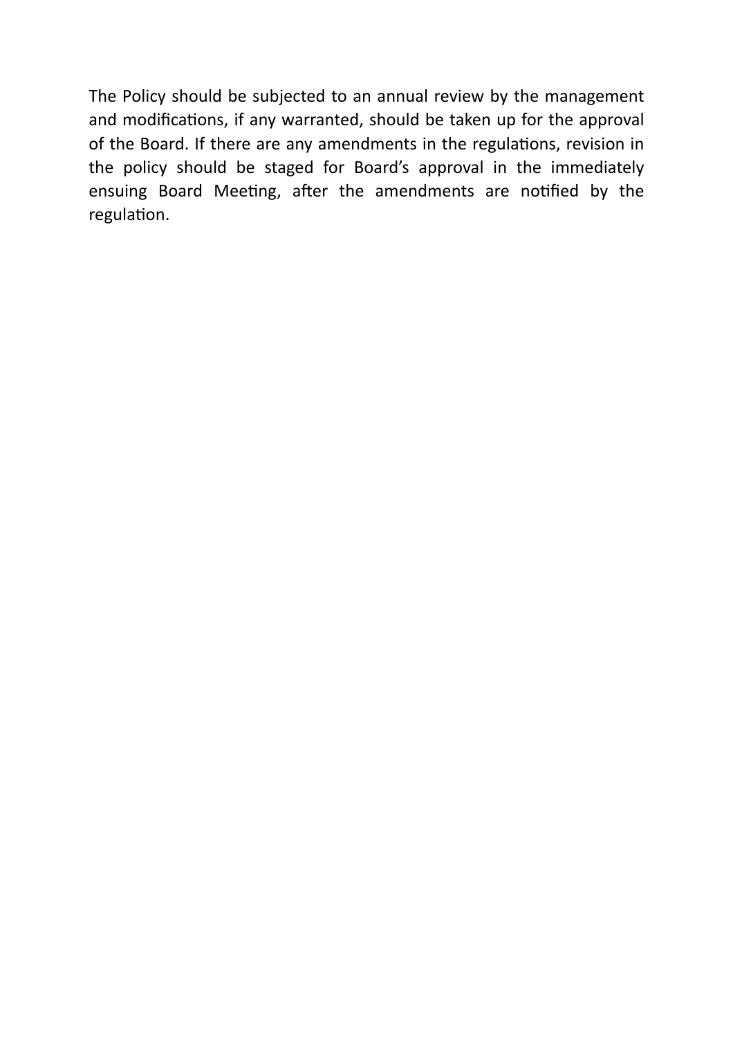The Policy should be subjected to an annual review by the management and modifications, if any warranted, should be taken up for the approval of the Board. If there are any amendments in the regulations, revision in the policy should be staged for Board's approval in the immediately ensuing Board Meeting, after the amendments are notified by the regulation.